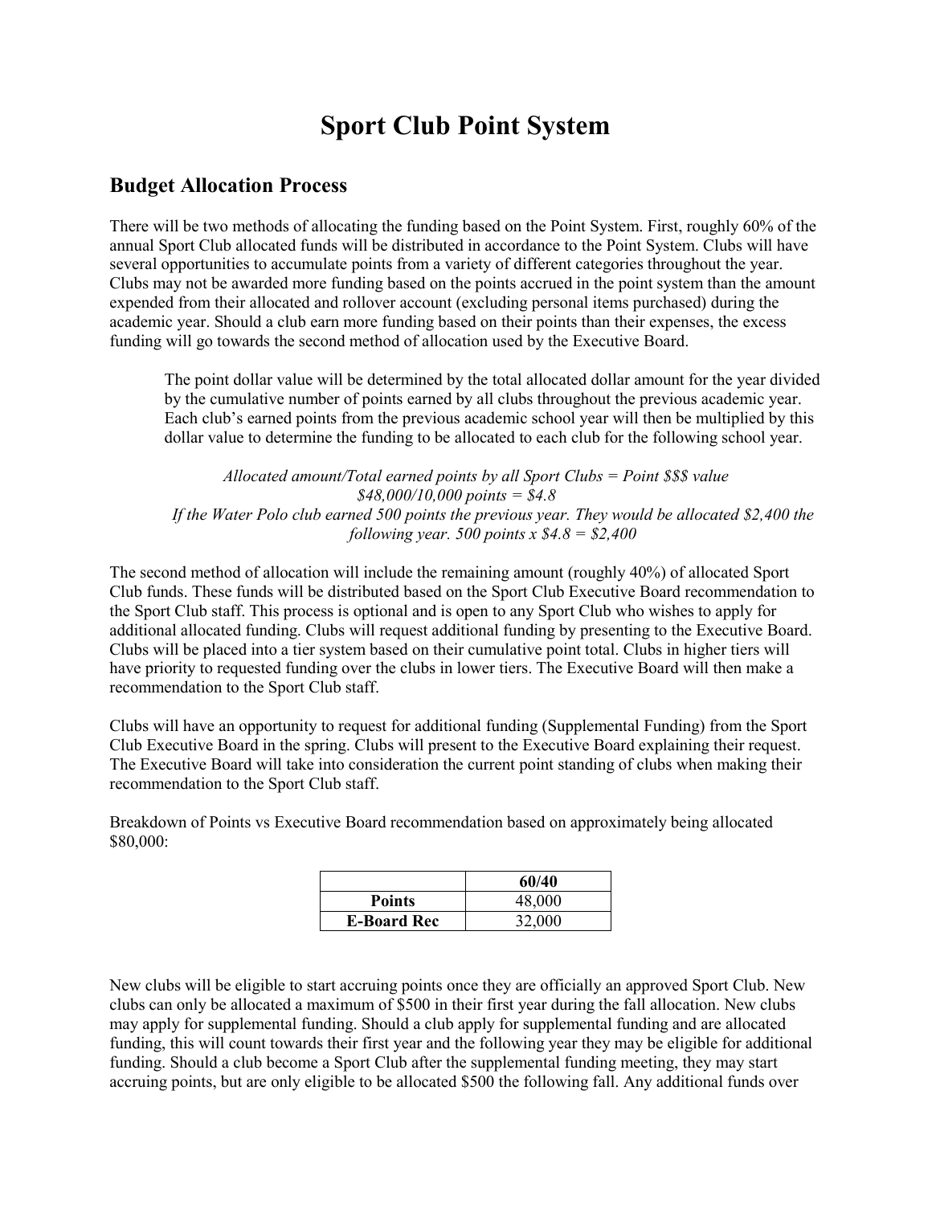# Sport Club Point System

## Budget Allocation Process

There will be two methods of allocating the funding based on the Point System. First, roughly 60% of the annual Sport Club allocated funds will be distributed in accordance to the Point System. Clubs will have several opportunities to accumulate points from a variety of different categories throughout the year. Clubs may not be awarded more funding based on the points accrued in the point system than the amount expended from their allocated and rollover account (excluding personal items purchased) during the academic year. Should a club earn more funding based on their points than their expenses, the excess funding will go towards the second method of allocation used by the Executive Board.

> The point dollar value will be determined by the total allocated dollar amount for the year divided by the cumulative number of points earned by all clubs throughout the previous academic year. Each club's earned points from the previous academic school year will then be multiplied by this dollar value to determine the funding to be allocated to each club for the following school year.
>
> *Allocated amount/Total earned points by all Sport Clubs = Point $$$ value*
> *$48,000/10,000 points = $4.8*
> *If the Water Polo club earned 500 points the previous year. They would be allocated $2,400 the following year. 500 points x $4.8 = $2,400*

The second method of allocation will include the remaining amount (roughly 40%) of allocated Sport Club funds. These funds will be distributed based on the Sport Club Executive Board recommendation to the Sport Club staff. This process is optional and is open to any Sport Club who wishes to apply for additional allocated funding. Clubs will request additional funding by presenting to the Executive Board. Clubs will be placed into a tier system based on their cumulative point total. Clubs in higher tiers will have priority to requested funding over the clubs in lower tiers. The Executive Board will then make a recommendation to the Sport Club staff.

Clubs will have an opportunity to request for additional funding (Supplemental Funding) from the Sport Club Executive Board in the spring. Clubs will present to the Executive Board explaining their request. The Executive Board will take into consideration the current point standing of clubs when making their recommendation to the Sport Club staff.

Breakdown of Points vs Executive Board recommendation based on approximately being allocated $80,000:

| | 60/40 |
|---|---|
| **Points** | 48,000 |
| **E-Board Rec** | 32,000 |

New clubs will be eligible to start accruing points once they are officially an approved Sport Club. New clubs can only be allocated a maximum of $500 in their first year during the fall allocation. New clubs may apply for supplemental funding. Should a club apply for supplemental funding and are allocated funding, this will count towards their first year and the following year they may be eligible for additional funding. Should a club become a Sport Club after the supplemental funding meeting, they may start accruing points, but are only eligible to be allocated $500 the following fall. Any additional funds over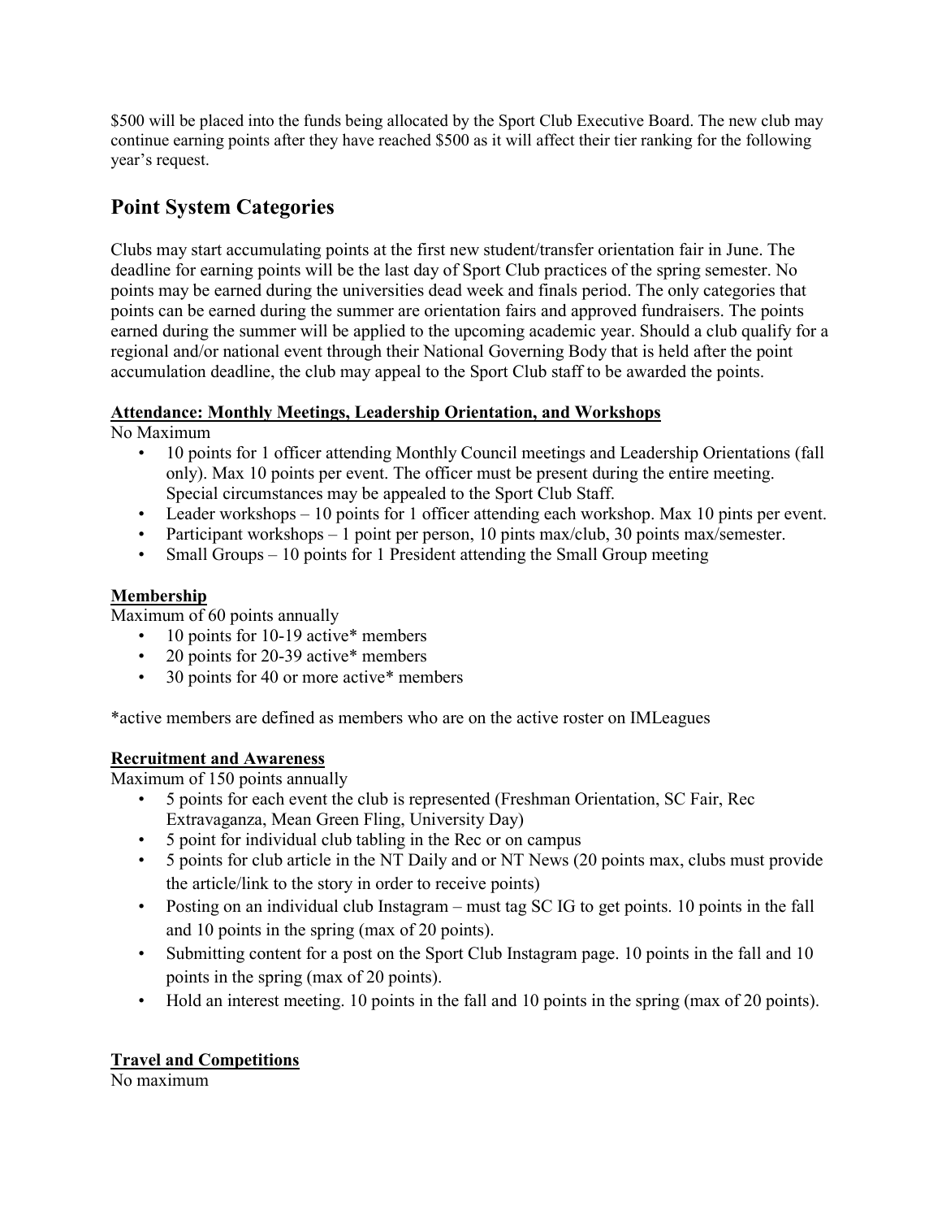$500 will be placed into the funds being allocated by the Sport Club Executive Board. The new club may continue earning points after they have reached $500 as it will affect their tier ranking for the following year's request.

## Point System Categories

Clubs may start accumulating points at the first new student/transfer orientation fair in June. The deadline for earning points will be the last day of Sport Club practices of the spring semester. No points may be earned during the universities dead week and finals period. The only categories that points can be earned during the summer are orientation fairs and approved fundraisers. The points earned during the summer will be applied to the upcoming academic year. Should a club qualify for a regional and/or national event through their National Governing Body that is held after the point accumulation deadline, the club may appeal to the Sport Club staff to be awarded the points.

**Attendance: Monthly Meetings, Leadership Orientation, and Workshops**

No Maximum

- 10 points for 1 officer attending Monthly Council meetings and Leadership Orientations (fall only). Max 10 points per event. The officer must be present during the entire meeting. Special circumstances may be appealed to the Sport Club Staff.
- Leader workshops – 10 points for 1 officer attending each workshop. Max 10 pints per event.
- Participant workshops – 1 point per person, 10 pints max/club, 30 points max/semester.
- Small Groups – 10 points for 1 President attending the Small Group meeting

**Membership**

Maximum of 60 points annually

- 10 points for 10-19 active* members
- 20 points for 20-39 active* members
- 30 points for 40 or more active* members

*active members are defined as members who are on the active roster on IMLeagues

**Recruitment and Awareness**

Maximum of 150 points annually

- 5 points for each event the club is represented (Freshman Orientation, SC Fair, Rec Extravaganza, Mean Green Fling, University Day)
- 5 point for individual club tabling in the Rec or on campus
- 5 points for club article in the NT Daily and or NT News (20 points max, clubs must provide the article/link to the story in order to receive points)
- Posting on an individual club Instagram – must tag SC IG to get points. 10 points in the fall and 10 points in the spring (max of 20 points).
- Submitting content for a post on the Sport Club Instagram page. 10 points in the fall and 10 points in the spring (max of 20 points).
- Hold an interest meeting. 10 points in the fall and 10 points in the spring (max of 20 points).

**Travel and Competitions**

No maximum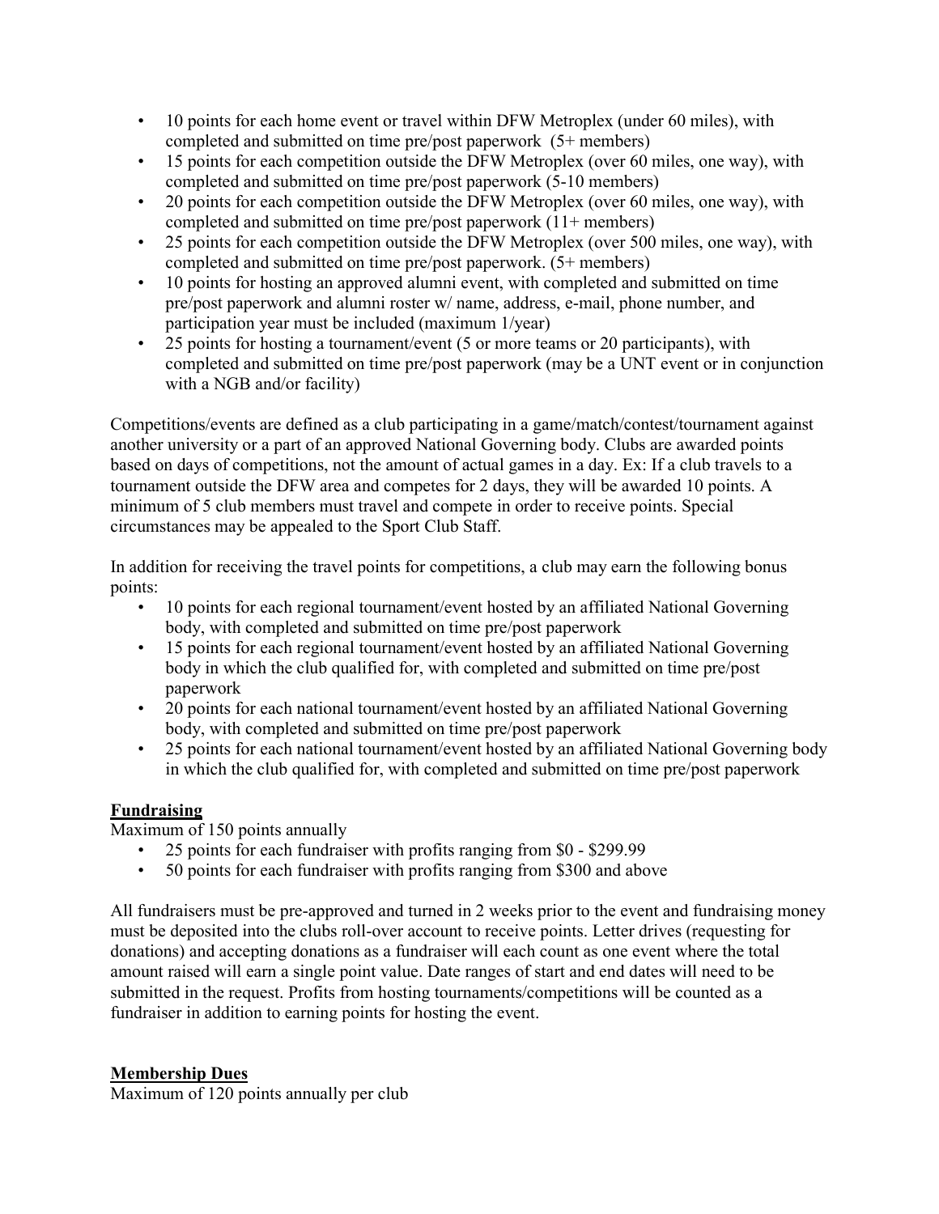- 10 points for each home event or travel within DFW Metroplex (under 60 miles), with completed and submitted on time pre/post paperwork (5+ members)
- 15 points for each competition outside the DFW Metroplex (over 60 miles, one way), with completed and submitted on time pre/post paperwork (5-10 members)
- 20 points for each competition outside the DFW Metroplex (over 60 miles, one way), with completed and submitted on time pre/post paperwork (11+ members)
- 25 points for each competition outside the DFW Metroplex (over 500 miles, one way), with completed and submitted on time pre/post paperwork. (5+ members)
- 10 points for hosting an approved alumni event, with completed and submitted on time pre/post paperwork and alumni roster w/ name, address, e-mail, phone number, and participation year must be included (maximum 1/year)
- 25 points for hosting a tournament/event (5 or more teams or 20 participants), with completed and submitted on time pre/post paperwork (may be a UNT event or in conjunction with a NGB and/or facility)

Competitions/events are defined as a club participating in a game/match/contest/tournament against another university or a part of an approved National Governing body. Clubs are awarded points based on days of competitions, not the amount of actual games in a day. Ex: If a club travels to a tournament outside the DFW area and competes for 2 days, they will be awarded 10 points. A minimum of 5 club members must travel and compete in order to receive points. Special circumstances may be appealed to the Sport Club Staff.

In addition for receiving the travel points for competitions, a club may earn the following bonus points:

- 10 points for each regional tournament/event hosted by an affiliated National Governing body, with completed and submitted on time pre/post paperwork
- 15 points for each regional tournament/event hosted by an affiliated National Governing body in which the club qualified for, with completed and submitted on time pre/post paperwork
- 20 points for each national tournament/event hosted by an affiliated National Governing body, with completed and submitted on time pre/post paperwork
- 25 points for each national tournament/event hosted by an affiliated National Governing body in which the club qualified for, with completed and submitted on time pre/post paperwork

**Fundraising**

Maximum of 150 points annually

- 25 points for each fundraiser with profits ranging from $0 - $299.99
- 50 points for each fundraiser with profits ranging from $300 and above

All fundraisers must be pre-approved and turned in 2 weeks prior to the event and fundraising money must be deposited into the clubs roll-over account to receive points. Letter drives (requesting for donations) and accepting donations as a fundraiser will each count as one event where the total amount raised will earn a single point value. Date ranges of start and end dates will need to be submitted in the request. Profits from hosting tournaments/competitions will be counted as a fundraiser in addition to earning points for hosting the event.

**Membership Dues**

Maximum of 120 points annually per club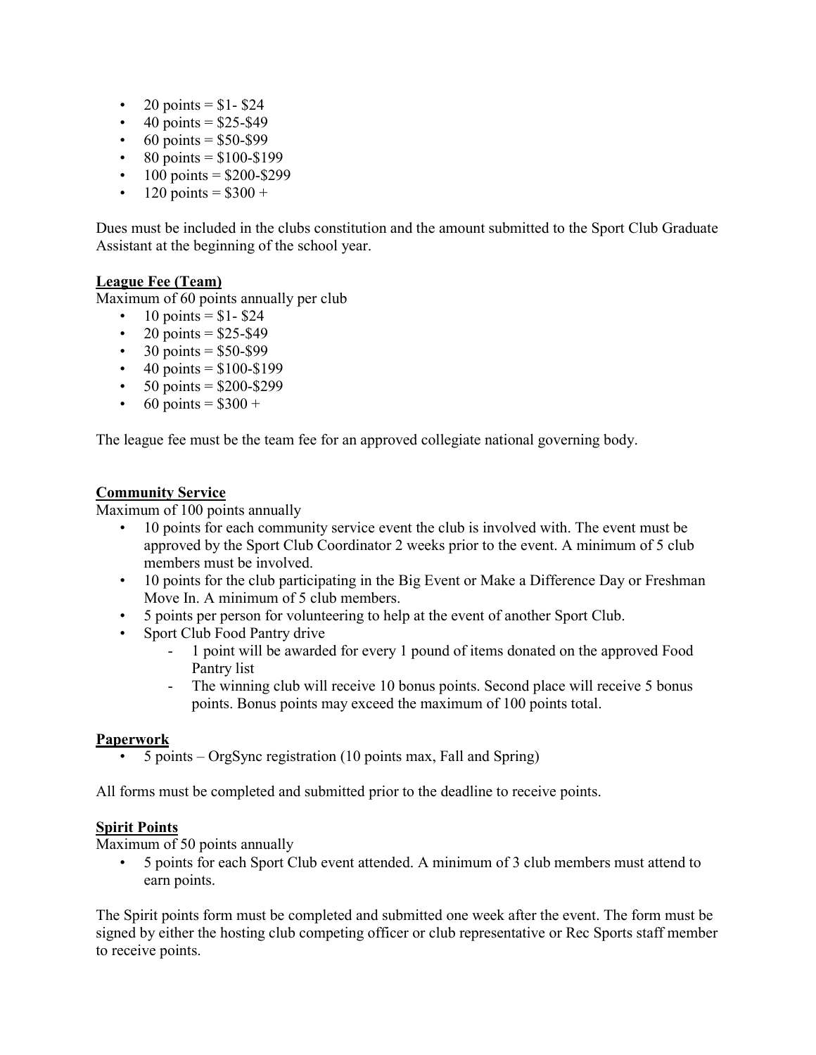- 20 points = $1- $24
- 40 points = $25-$49
- 60 points = $50-$99
- 80 points = $100-$199
- 100 points = $200-$299
- 120 points = $300 +

Dues must be included in the clubs constitution and the amount submitted to the Sport Club Graduate Assistant at the beginning of the school year.

**League Fee (Team)**

Maximum of 60 points annually per club

- 10 points = $1- $24
- 20 points = $25-$49
- 30 points = $50-$99
- 40 points = $100-$199
- 50 points = $200-$299
- 60 points = $300 +

The league fee must be the team fee for an approved collegiate national governing body.

**Community Service**

Maximum of 100 points annually

- 10 points for each community service event the club is involved with. The event must be approved by the Sport Club Coordinator 2 weeks prior to the event. A minimum of 5 club members must be involved.
- 10 points for the club participating in the Big Event or Make a Difference Day or Freshman Move In. A minimum of 5 club members.
- 5 points per person for volunteering to help at the event of another Sport Club.
- Sport Club Food Pantry drive
  - 1 point will be awarded for every 1 pound of items donated on the approved Food Pantry list
  - The winning club will receive 10 bonus points. Second place will receive 5 bonus points. Bonus points may exceed the maximum of 100 points total.

**Paperwork**

- 5 points – OrgSync registration (10 points max, Fall and Spring)

All forms must be completed and submitted prior to the deadline to receive points.

**Spirit Points**

Maximum of 50 points annually

- 5 points for each Sport Club event attended. A minimum of 3 club members must attend to earn points.

The Spirit points form must be completed and submitted one week after the event. The form must be signed by either the hosting club competing officer or club representative or Rec Sports staff member to receive points.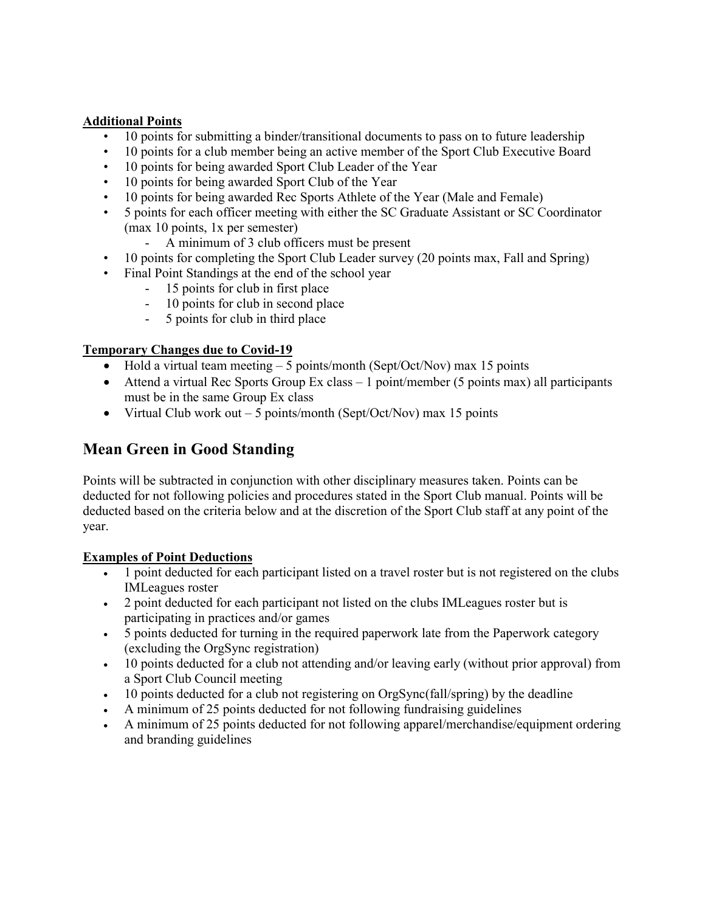**Additional Points**

- 10 points for submitting a binder/transitional documents to pass on to future leadership
- 10 points for a club member being an active member of the Sport Club Executive Board
- 10 points for being awarded Sport Club Leader of the Year
- 10 points for being awarded Sport Club of the Year
- 10 points for being awarded Rec Sports Athlete of the Year (Male and Female)
- 5 points for each officer meeting with either the SC Graduate Assistant or SC Coordinator (max 10 points, 1x per semester)
    - A minimum of 3 club officers must be present
- 10 points for completing the Sport Club Leader survey (20 points max, Fall and Spring)
- Final Point Standings at the end of the school year
    - 15 points for club in first place
    - 10 points for club in second place
    - 5 points for club in third place

**Temporary Changes due to Covid-19**

- Hold a virtual team meeting – 5 points/month (Sept/Oct/Nov) max 15 points
- Attend a virtual Rec Sports Group Ex class – 1 point/member (5 points max) all participants must be in the same Group Ex class
- Virtual Club work out – 5 points/month (Sept/Oct/Nov) max 15 points

## Mean Green in Good Standing

Points will be subtracted in conjunction with other disciplinary measures taken. Points can be deducted for not following policies and procedures stated in the Sport Club manual. Points will be deducted based on the criteria below and at the discretion of the Sport Club staff at any point of the year.

**Examples of Point Deductions**

- 1 point deducted for each participant listed on a travel roster but is not registered on the clubs IMLeagues roster
- 2 point deducted for each participant not listed on the clubs IMLeagues roster but is participating in practices and/or games
- 5 points deducted for turning in the required paperwork late from the Paperwork category (excluding the OrgSync registration)
- 10 points deducted for a club not attending and/or leaving early (without prior approval) from a Sport Club Council meeting
- 10 points deducted for a club not registering on OrgSync(fall/spring) by the deadline
- A minimum of 25 points deducted for not following fundraising guidelines
- A minimum of 25 points deducted for not following apparel/merchandise/equipment ordering and branding guidelines